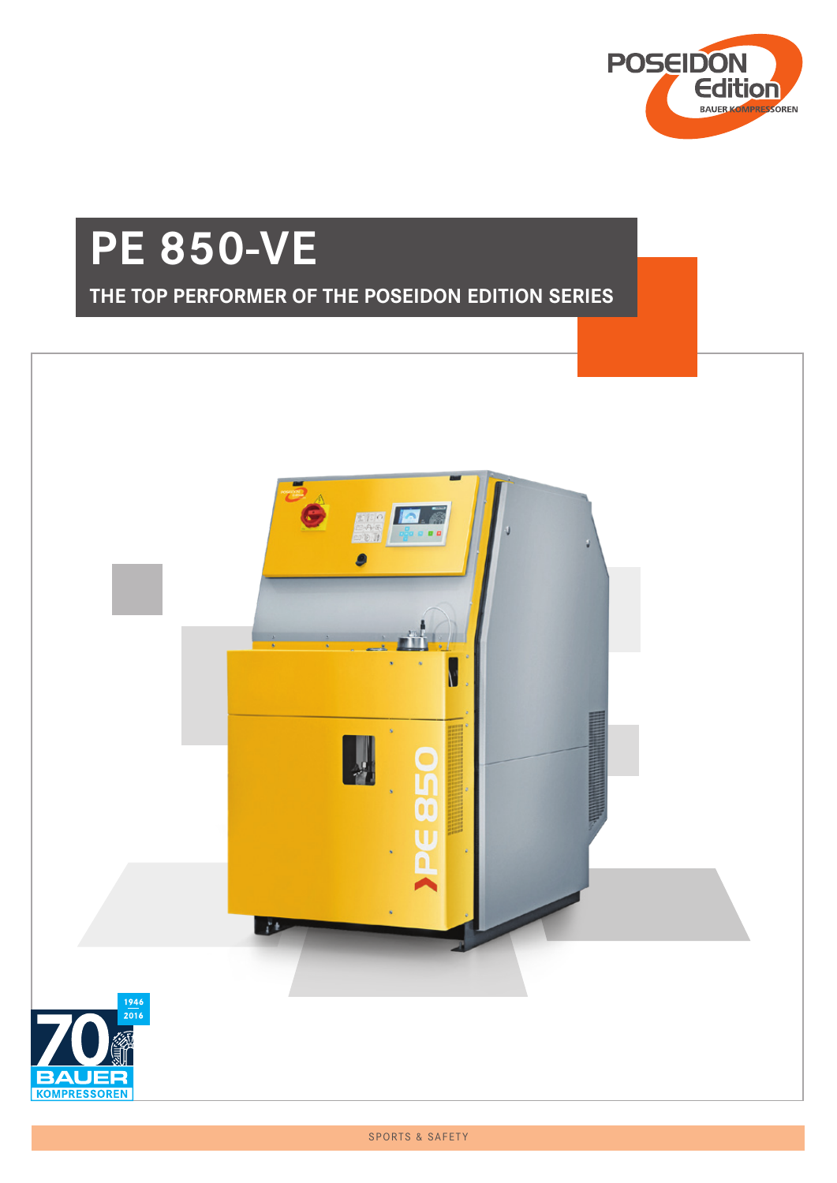POSEIDON Edition
BAUER KOMPRESSOREN

# PE 850-VE

## THE TOP PERFORMER OF THE POSEIDON EDITION SERIES

1946 2016
70 BAUER KOMPRESSOREN

SPORTS & SAFETY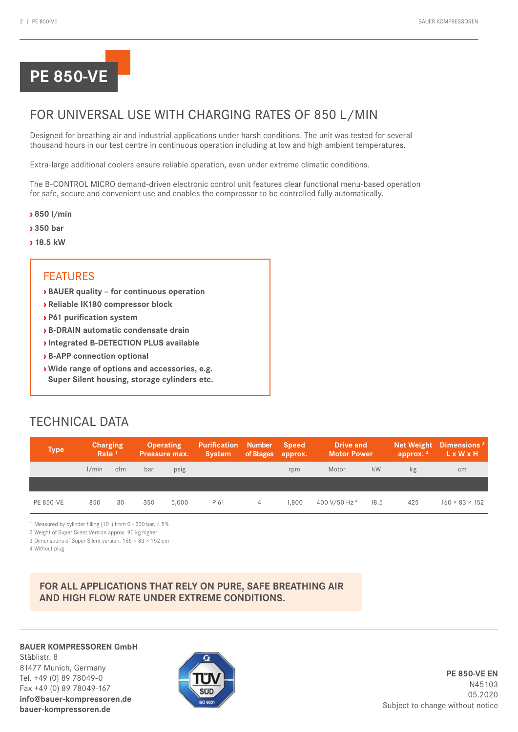# PE 850-VE

## FOR UNIVERSAL USE WITH CHARGING RATES OF 850 L/MIN

Designed for breathing air and industrial applications under harsh conditions. The unit was tested for several thousand hours in our test centre in continuous operation including at low and high ambient temperatures.

Extra-large additional coolers ensure reliable operation, even under extreme climatic conditions.

The B-CONTROL MICRO demand-driven electronic control unit features clear functional menu-based operation for safe, secure and convenient use and enables the compressor to be controlled fully automatically.

- **850 l/min**
- **350 bar**
- **18.5 kW**

### FEATURES

- **BAUER quality – for continuous operation**
- **Reliable IK180 compressor block**
- **P61 purification system**
- **B-DRAIN automatic condensate drain**
- **Integrated B-DETECTION PLUS available**
- **B-APP connection optional**
- **Wide range of options and accessories, e.g. Super Silent housing, storage cylinders etc.**

## TECHNICAL DATA

| Type | Charging Rate [1] | | Operating Pressure max. | | Purification System | Number of Stages | Speed approx. | Drive and Motor Power | | Net Weight approx. [2] | Dimensions [3] L x W x H |
|---|---|---|---|---|---|---|---|---|---|---|---|
| | l/min | cfm | bar | psig | | | rpm | Motor | kW | kg | cm |
| PE 850-VE | 850 | 30 | 350 | 5,000 | P 61 | 4 | 1,800 | 400 V/50 Hz [4] | 18.5 | 425 | 160 × 83 × 152 |

1 Measured by cylinder filling (10 l) from 0 - 200 bar, ± 5%
2 Weight of Super Silent Version approx. 90 kg higher
3 Dimenstions of Super Silent version: 165 × 83 × 152 cm
4 Without plug

**FOR ALL APPLICATIONS THAT RELY ON PURE, SAFE BREATHING AIR AND HIGH FLOW RATE UNDER EXTREME CONDITIONS.**

**BAUER KOMPRESSOREN GmbH**
Stäblistr. 8
81477 Munich, Germany
Tel. +49 (0) 89 78049-0
Fax +49 (0) 89 78049-167
**info@bauer-kompressoren.de**
**bauer-kompressoren.de**

TÜV SÜD ISO 9001

**PE 850-VE EN**
N45103
05.2020
Subject to change without notice